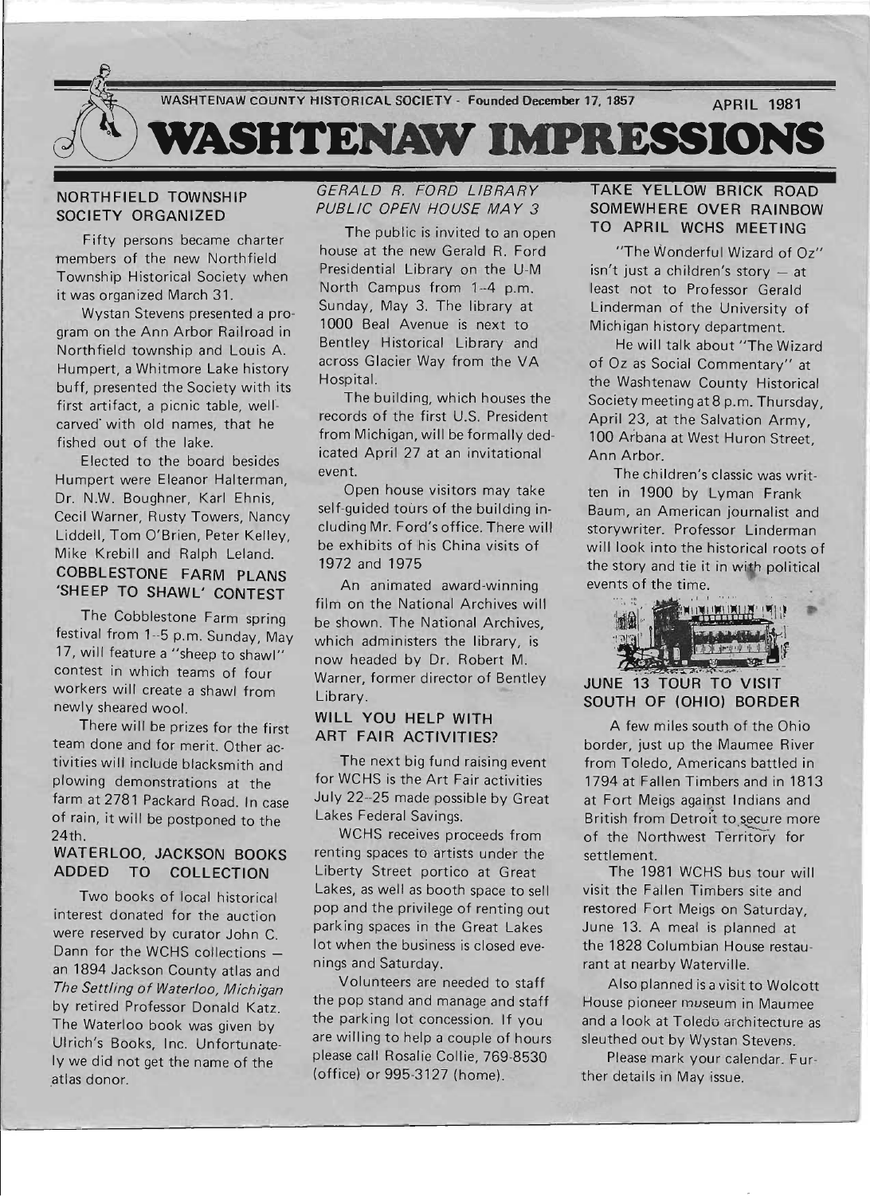WASHTENAW COUNTY HISTORICAL SOCIETY - Founded December 17, 1857 — APRIL 1981

# WASHTENAW IMPRESSIONS

## NORTHFIELD TOWNSHIP SOCIETY ORGANIZED

Fifty persons became charter members of the new Northfield Township Historical Society when it was organized March 31.

Wystan Stevens presented a program on the Ann Arbor Railroad in Northfield township and Louis A. Humpert, a Whitmore Lake history buff, presented the Society with its first artifact, a picnic table, well-carved with old names, that he fished out of the lake.

Elected to the board besides Humpert were Eleanor Halterman, Dr. N.W. Boughner, Karl Ehnis, Cecil Warner, Rusty Towers, Nancy Liddell, Tom O'Brien, Peter Kelley, Mike Krebill and Ralph Leland.

## COBBLESTONE FARM PLANS 'SHEEP TO SHAWL' CONTEST

The Cobblestone Farm spring festival from 1-5 p.m. Sunday, May 17, will feature a "sheep to shawl" contest in which teams of four workers will create a shawl from newly sheared wool.

There will be prizes for the first team done and for merit. Other activities will include blacksmith and plowing demonstrations at the farm at 2781 Packard Road. In case of rain, it will be postponed to the 24th.

## WATERLOO, JACKSON BOOKS ADDED TO COLLECTION

Two books of local historical interest donated for the auction were reserved by curator John C. Dann for the WCHS collections — an 1894 Jackson County atlas and *The Settling of Waterloo, Michigan* by retired Professor Donald Katz. The Waterloo book was given by Ulrich's Books, Inc. Unfortunately we did not get the name of the atlas donor.

## *GERALD R. FORD LIBRARY PUBLIC OPEN HOUSE MAY 3*

The public is invited to an open house at the new Gerald R. Ford Presidential Library on the U-M North Campus from 1-4 p.m. Sunday, May 3. The library at 1000 Beal Avenue is next to Bentley Historical Library and across Glacier Way from the VA Hospital.

The building, which houses the records of the first U.S. President from Michigan, will be formally dedicated April 27 at an invitational event.

Open house visitors may take self-guided tours of the building including Mr. Ford's office. There will be exhibits of his China visits of 1972 and 1975

An animated award-winning film on the National Archives will be shown. The National Archives, which administers the library, is now headed by Dr. Robert M. Warner, former director of Bentley Library.

## WILL YOU HELP WITH ART FAIR ACTIVITIES?

The next big fund raising event for WCHS is the Art Fair activities July 22-25 made possible by Great Lakes Federal Savings.

WCHS receives proceeds from renting spaces to artists under the Liberty Street portico at Great Lakes, as well as booth space to sell pop and the privilege of renting out parking spaces in the Great Lakes lot when the business is closed evenings and Saturday.

Volunteers are needed to staff the pop stand and manage and staff the parking lot concession. If you are willing to help a couple of hours please call Rosalie Collie, 769-8530 (office) or 995-3127 (home).

## TAKE YELLOW BRICK ROAD SOMEWHERE OVER RAINBOW TO APRIL WCHS MEETING

"The Wonderful Wizard of Oz" isn't just a children's story — at least not to Professor Gerald Linderman of the University of Michigan history department.

He will talk about "The Wizard of Oz as Social Commentary" at the Washtenaw County Historical Society meeting at 8 p.m. Thursday, April 23, at the Salvation Army, 100 Arbana at West Huron Street, Ann Arbor.

The children's classic was written in 1900 by Lyman Frank Baum, an American journalist and storywriter. Professor Linderman will look into the historical roots of the story and tie it in with political events of the time.

## JUNE 13 TOUR TO VISIT SOUTH OF (OHIO) BORDER

A few miles south of the Ohio border, just up the Maumee River from Toledo, Americans battled in 1794 at Fallen Timbers and in 1813 at Fort Meigs against Indians and British from Detroit to secure more of the Northwest Territory for settlement.

The 1981 WCHS bus tour will visit the Fallen Timbers site and restored Fort Meigs on Saturday, June 13. A meal is planned at the 1828 Columbian House restaurant at nearby Waterville.

Also planned is a visit to Wolcott House pioneer museum in Maumee and a look at Toledo architecture as sleuthed out by Wystan Stevens.

Please mark your calendar. Further details in May issue.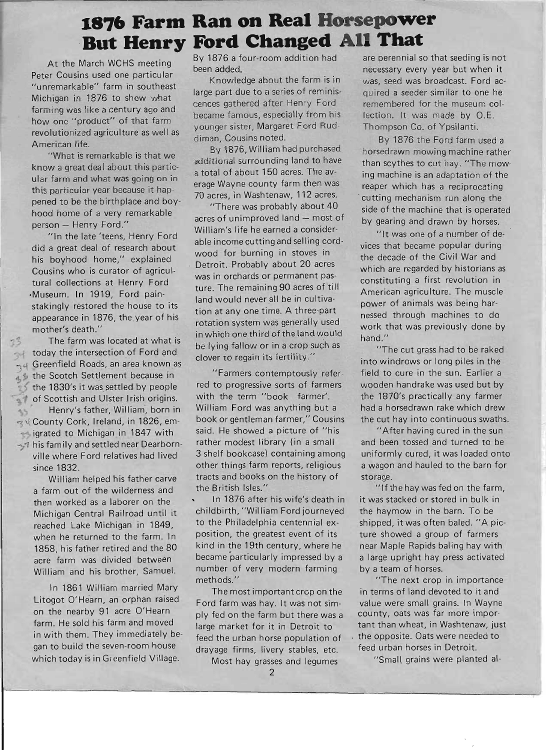# 1876 Farm Ran on Real Horsepower But Henry Ford Changed All That

At the March WCHS meeting Peter Cousins used one particular "unremarkable" farm in southeast Michigan in 1876 to show what farming was like a century ago and how one "product" of that farm revolutionized agriculture as well as American life.

"What is remarkable is that we know a great deal about this particular farm and what was going on in this particular year because it happened to be the birthplace and boyhood home of a very remarkable person — Henry Ford."

"In the late 'teens, Henry Ford did a great deal of research about his boyhood home," explained Cousins who is curator of agricultural collections at Henry Ford Museum. In 1919, Ford painstakingly restored the house to its appearance in 1876, the year of his mother's death."

The farm was located at what is today the intersection of Ford and Greenfield Roads, an area known as the Scotch Settlement because in the 1830's it was settled by people of Scottish and Ulster Irish origins.

Henry's father, William, born in County Cork, Ireland, in 1826, emigrated to Michigan in 1847 with his family and settled near Dearbornville where Ford relatives had lived since 1832.

William helped his father carve a farm out of the wilderness and then worked as a laborer on the Michigan Central Railroad until it reached Lake Michigan in 1849, when he returned to the farm. In 1858, his father retired and the 80 acre farm was divided between William and his brother, Samuel.

In 1861 William married Mary Litogot O'Hearn, an orphan raised on the nearby 91 acre O'Hearn farm. He sold his farm and moved in with them. They immediately began to build the seven-room house which today is in Greenfield Village. By 1876 a four-room addition had been added.

Knowledge about the farm is in large part due to a series of reminiscences gathered after Henry Ford became famous, especially from his younger sister, Margaret Ford Ruddiman, Cousins noted.

By 1876, William had purchased additional surrounding land to have a total of about 150 acres. The average Wayne county farm then was 70 acres, in Washtenaw, 112 acres.

"There was probably about 40 acres of unimproved land — most of William's life he earned a considerable income cutting and selling cordwood for burning in stoves in Detroit. Probably about 20 acres was in orchards or permanent pasture. The remaining 90 acres of till land would never all be in cultivation at any one time. A three-part rotation system was generally used in which one third of the land would be lying fallow or in a crop such as clover to regain its fertility."

"Farmers contemptously referred to progressive sorts of farmers with the term "book farmer'. William Ford was anything but a book or gentleman farmer," Cousins said. He showed a picture of "his rather modest library (in a small 3 shelf bookcase) containing among other things farm reports, religious tracts and books on the history of the British Isles."

In 1876 after his wife's death in childbirth, "William Ford journeyed to the Philadelphia centennial exposition, the greatest event of its kind in the 19th century, where he became particularly impressed by a number of very modern farming methods."

The most important crop on the Ford farm was hay. It was not simply fed on the farm but there was a large market for it in Detroit to feed the urban horse population of drayage firms, livery stables, etc.

Most hay grasses and legumes are perennial so that seeding is not necessary every year but when it was, seed was broadcast. Ford acquired a seeder similar to one he remembered for the museum collection. It was made by O.E. Thompson Co. of Ypsilanti.

By 1876 the Ford farm used a horsedrawn mowing machine rather than scythes to cut hay. "The mowing machine is an adaptation of the reaper which has a reciprocating cutting mechanism run along the side of the machine that is operated by gearing and drawn by horses.

"It was one of a number of devices that became popular during the decade of the Civil War and which are regarded by historians as constituting a first revolution in American agriculture. The muscle power of animals was being harnessed through machines to do work that was previously done by hand."

"The cut grass had to be raked into windrows or long piles in the field to cure in the sun. Earlier a wooden handrake was used but by the 1870's practically any farmer had a horsedrawn rake which drew the cut hay into continuous swaths.

"After having cured in the sun and been tossed and turned to be uniformly cured, it was loaded onto a wagon and hauled to the barn for storage.

"If the hay was fed on the farm, it was stacked or stored in bulk in the haymow in the barn. To be shipped, it was often baled. "A picture showed a group of farmers near Maple Rapids baling hay with a large upright hay press activated by a team of horses.

"The next crop in importance in terms of land devoted to it and value were small grains. In Wayne county, oats was far more important than wheat, in Washtenaw, just the opposite. Oats were needed to feed urban horses in Detroit.

"Small grains were planted al-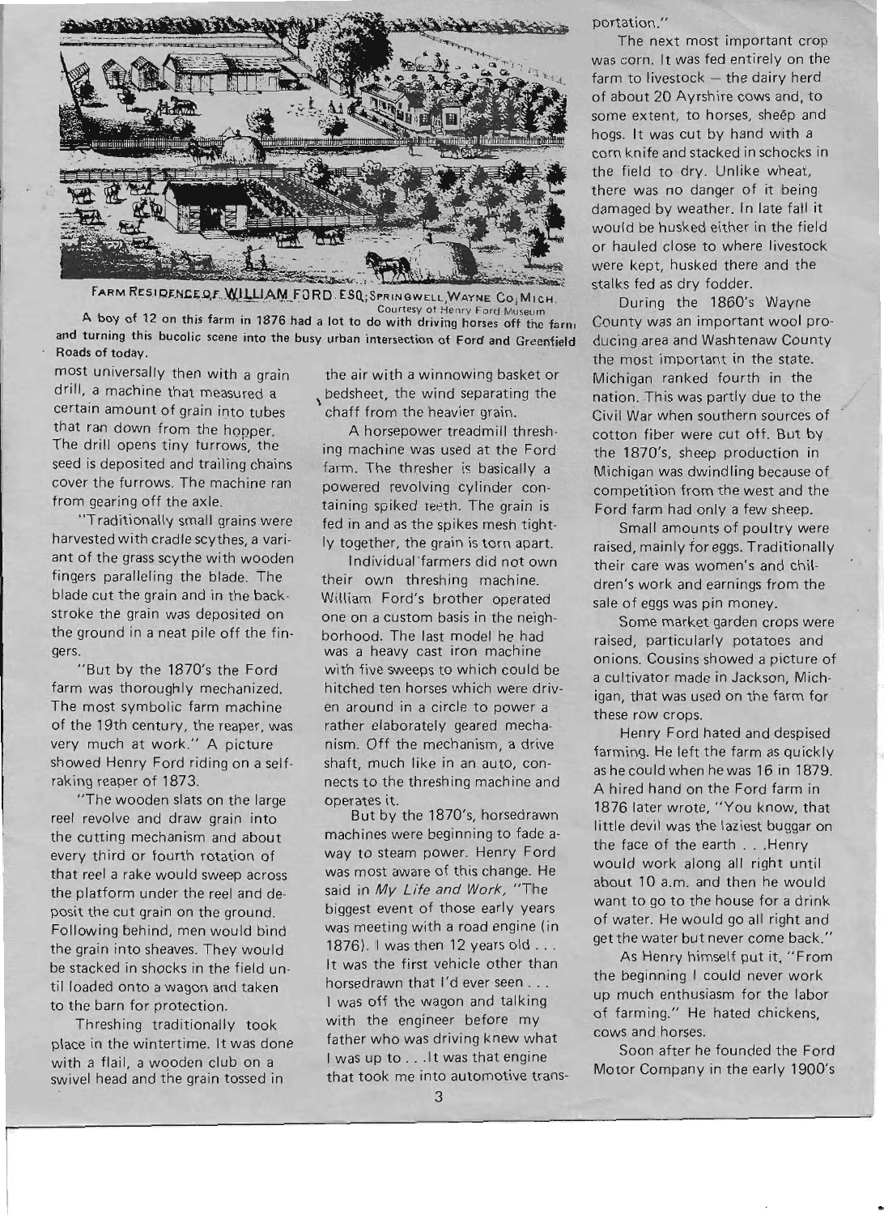FARM RESIDENCE OF WILLIAM FORD. ESQ; SPRINGWELL, WAYNE CO; MICH.

Courtesy of Henry Ford Museum

A boy of 12 on this farm in 1876 had a lot to do with driving horses off the farm and turning this bucolic scene into the busy urban intersection of Ford and Greenfield Roads of today.

most universally then with a grain drill, a machine that measured a certain amount of grain into tubes that ran down from the hopper. The drill opens tiny furrows, the seed is deposited and trailing chains cover the furrows. The machine ran from gearing off the axle.

"Traditionally small grains were harvested with cradle scythes, a variant of the grass scythe with wooden fingers paralleling the blade. The blade cut the grain and in the backstroke the grain was deposited on the ground in a neat pile off the fingers.

"But by the 1870's the Ford farm was thoroughly mechanized. The most symbolic farm machine of the 19th century, the reaper, was very much at work." A picture showed Henry Ford riding on a self-raking reaper of 1873.

"The wooden slats on the large reel revolve and draw grain into the cutting mechanism and about every third or fourth rotation of that reel a rake would sweep across the platform under the reel and deposit the cut grain on the ground. Following behind, men would bind the grain into sheaves. They would be stacked in shocks in the field until loaded onto a wagon and taken to the barn for protection.

Threshing traditionally took place in the wintertime. It was done with a flail, a wooden club on a swivel head and the grain tossed in the air with a winnowing basket or bedsheet, the wind separating the chaff from the heavier grain.

A horsepower treadmill threshing machine was used at the Ford farm. The thresher is basically a powered revolving cylinder containing spiked teeth. The grain is fed in and as the spikes mesh tightly together, the grain is torn apart.

Individual farmers did not own their own threshing machine. William Ford's brother operated one on a custom basis in the neighborhood. The last model he had was a heavy cast iron machine with five sweeps to which could be hitched ten horses which were driven around in a circle to power a rather elaborately geared mechanism. Off the mechanism, a drive shaft, much like in an auto, connects to the threshing machine and operates it.

But by the 1870's, horsedrawn machines were beginning to fade away to steam power. Henry Ford was most aware of this change. He said in *My Life and Work*, "The biggest event of those early years was meeting with a road engine (in 1876). I was then 12 years old . . . It was the first vehicle other than horsedrawn that I'd ever seen . . . I was off the wagon and talking with the engineer before my father who was driving knew what I was up to . . .It was that engine that took me into automotive transportation."

The next most important crop was corn. It was fed entirely on the farm to livestock – the dairy herd of about 20 Ayrshire cows and, to some extent, to horses, sheep and hogs. It was cut by hand with a corn knife and stacked in schocks in the field to dry. Unlike wheat, there was no danger of it being damaged by weather. In late fall it would be husked either in the field or hauled close to where livestock were kept, husked there and the stalks fed as dry fodder.

During the 1860's Wayne County was an important wool producing area and Washtenaw County the most important in the state. Michigan ranked fourth in the nation. This was partly due to the Civil War when southern sources of cotton fiber were cut off. But by the 1870's, sheep production in Michigan was dwindling because of competition from the west and the Ford farm had only a few sheep.

Small amounts of poultry were raised, mainly for eggs. Traditionally their care was women's and children's work and earnings from the sale of eggs was pin money.

Some market garden crops were raised, particularly potatoes and onions. Cousins showed a picture of a cultivator made in Jackson, Michigan, that was used on the farm for these row crops.

Henry Ford hated and despised farming. He left the farm as quickly as he could when he was 16 in 1879. A hired hand on the Ford farm in 1876 later wrote, "You know, that little devil was the laziest buggar on the face of the earth . . .Henry would work along all right until about 10 a.m. and then he would want to go to the house for a drink of water. He would go all right and get the water but never come back."

As Henry himself put it, "From the beginning I could never work up much enthusiasm for the labor of farming." He hated chickens, cows and horses.

Soon after he founded the Ford Motor Company in the early 1900's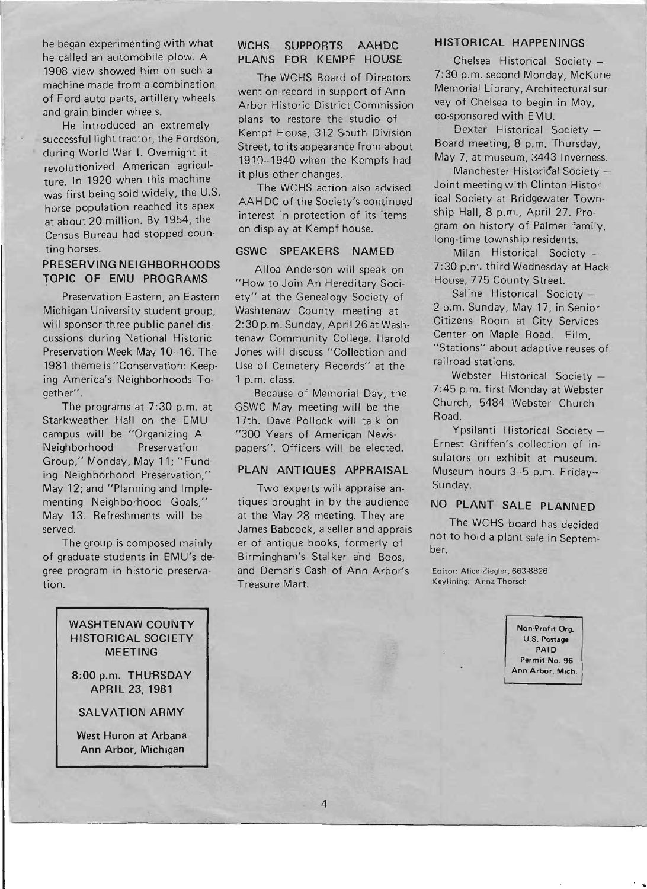he began experimenting with what he called an automobile plow. A 1908 view showed him on such a machine made from a combination of Ford auto parts, artillery wheels and grain binder wheels.

He introduced an extremely successful light tractor, the Fordson, during World War I. Overnight it revolutionized American agriculture. In 1920 when this machine was first being sold widely, the U.S. horse population reached its apex at about 20 million. By 1954, the Census Bureau had stopped counting horses.

## PRESERVING NEIGHBORHOODS TOPIC OF EMU PROGRAMS

Preservation Eastern, an Eastern Michigan University student group, will sponsor three public panel discussions during National Historic Preservation Week May 10--16. The 1981 theme is "Conservation: Keeping America's Neighborhoods Together".

The programs at 7:30 p.m. at Starkweather Hall on the EMU campus will be "Organizing A Neighborhood Preservation Group," Monday, May 11; "Funding Neighborhood Preservation," May 12; and "Planning and Implementing Neighborhood Goals," May 13. Refreshments will be served.

The group is composed mainly of graduate students in EMU's degree program in historic preservation.

**WASHTENAW COUNTY HISTORICAL SOCIETY MEETING**

**8:00 p.m. THURSDAY APRIL 23, 1981**

**SALVATION ARMY**

**West Huron at Arbana**
**Ann Arbor, Michigan**

## WCHS SUPPORTS AAHDC PLANS FOR KEMPF HOUSE

The WCHS Board of Directors went on record in support of Ann Arbor Historic District Commission plans to restore the studio of Kempf House, 312 South Division Street, to its appearance from about 1910--1940 when the Kempfs had it plus other changes.

The WCHS action also advised AAHDC of the Society's continued interest in protection of its items on display at Kempf house.

## GSWC SPEAKERS NAMED

Alloa Anderson will speak on "How to Join An Hereditary Society" at the Genealogy Society of Washtenaw County meeting at 2:30 p.m. Sunday, April 26 at Washtenaw Community College. Harold Jones will discuss "Collection and Use of Cemetery Records" at the 1 p.m. class.

Because of Memorial Day, the GSWC May meeting will be the 17th. Dave Pollock will talk on "300 Years of American Newspapers". Officers will be elected.

## PLAN ANTIQUES APPRAISAL

Two experts will appraise antiques brought in by the audience at the May 28 meeting. They are James Babcock, a seller and appraiser of antique books, formerly of Birmingham's Stalker and Boos, and Demaris Cash of Ann Arbor's Treasure Mart.

## HISTORICAL HAPPENINGS

Chelsea Historical Society -- 7:30 p.m. second Monday, McKune Memorial Library, Architectural survey of Chelsea to begin in May, co-sponsored with EMU.

Dexter Historical Society -- Board meeting, 8 p.m. Thursday, May 7, at museum, 3443 Inverness.

Manchester Historical Society -- Joint meeting with Clinton Historical Society at Bridgewater Township Hall, 8 p.m., April 27. Program on history of Palmer family, long-time township residents.

Milan Historical Society -- 7:30 p.m. third Wednesday at Hack House, 775 County Street.

Saline Historical Society -- 2 p.m. Sunday, May 17, in Senior Citizens Room at City Services Center on Maple Road. Film, "Stations" about adaptive reuses of railroad stations.

Webster Historical Society -- 7:45 p.m. first Monday at Webster Church, 5484 Webster Church Road.

Ypsilanti Historical Society -- Ernest Griffen's collection of insulators on exhibit at museum. Museum hours 3--5 p.m. Friday--Sunday.

## NO PLANT SALE PLANNED

The WCHS board has decided not to hold a plant sale in September.

Editor: Alice Ziegler, 663-8826
Keylining: Anna Thorsch

Non-Profit Org.
U.S. Postage
PAID
Permit No. 96
Ann Arbor, Mich.